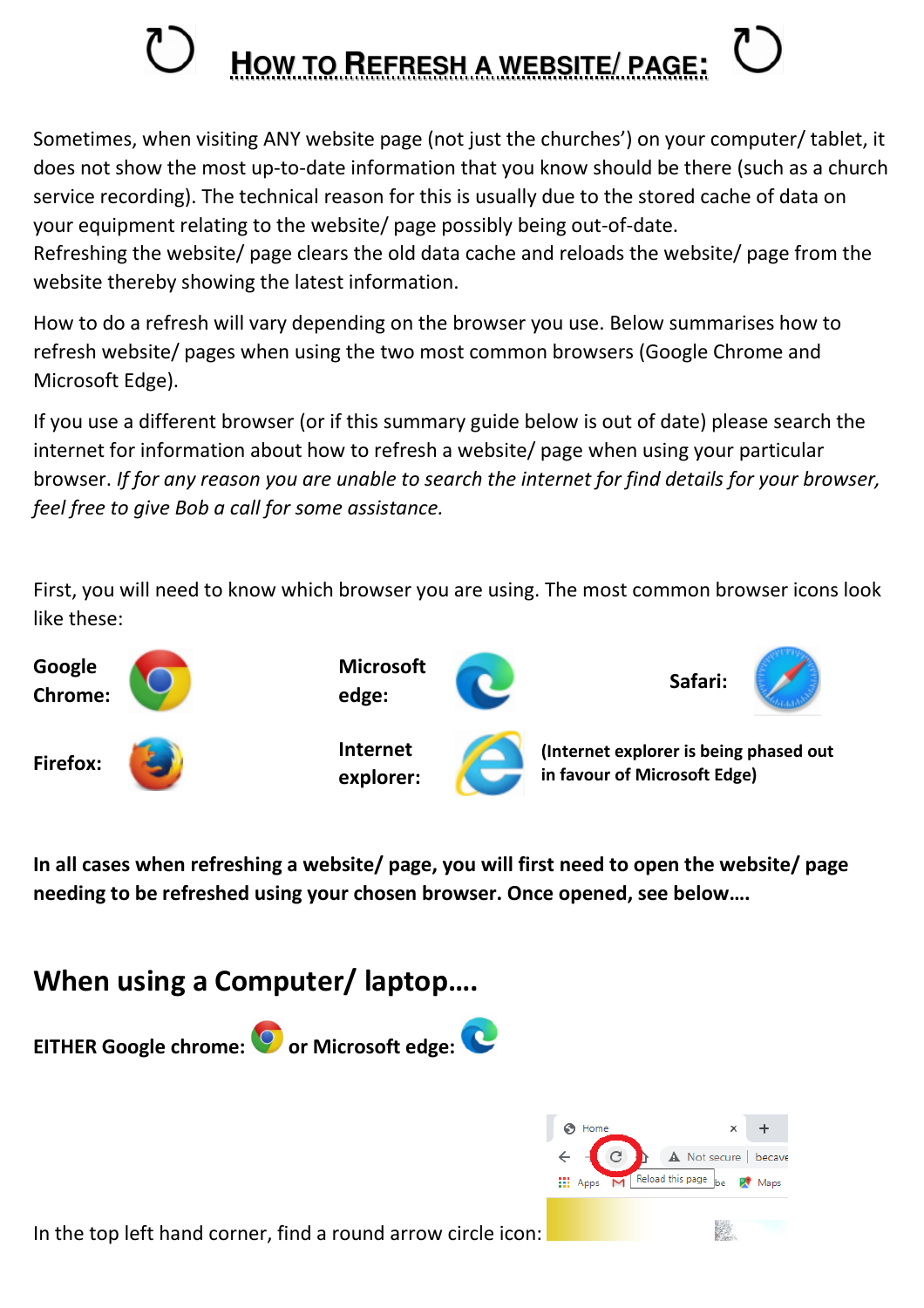# How to Refresh a website/ page:

Sometimes, when visiting ANY website page (not just the churches') on your computer/ tablet, it does not show the most up-to-date information that you know should be there (such as a church service recording). The technical reason for this is usually due to the stored cache of data on your equipment relating to the website/ page possibly being out-of-date.
Refreshing the website/ page clears the old data cache and reloads the website/ page from the website thereby showing the latest information.

How to do a refresh will vary depending on the browser you use. Below summarises how to refresh website/ pages when using the two most common browsers (Google Chrome and Microsoft Edge).

If you use a different browser (or if this summary guide below is out of date) please search the internet for information about how to refresh a website/ page when using your particular browser. *If for any reason you are unable to search the internet for find details for your browser, feel free to give Bob a call for some assistance.*

First, you will need to know which browser you are using. The most common browser icons look like these:

**Google Chrome:** **Microsoft edge:** **Safari:**

**Firefox:** **Internet explorer:** **(Internet explorer is being phased out in favour of Microsoft Edge)**

**In all cases when refreshing a website/ page, you will first need to open the website/ page needing to be refreshed using your chosen browser. Once opened, see below….**

## When using a Computer/ laptop….

**EITHER Google chrome: or Microsoft edge:**

In the top left hand corner, find a round arrow circle icon: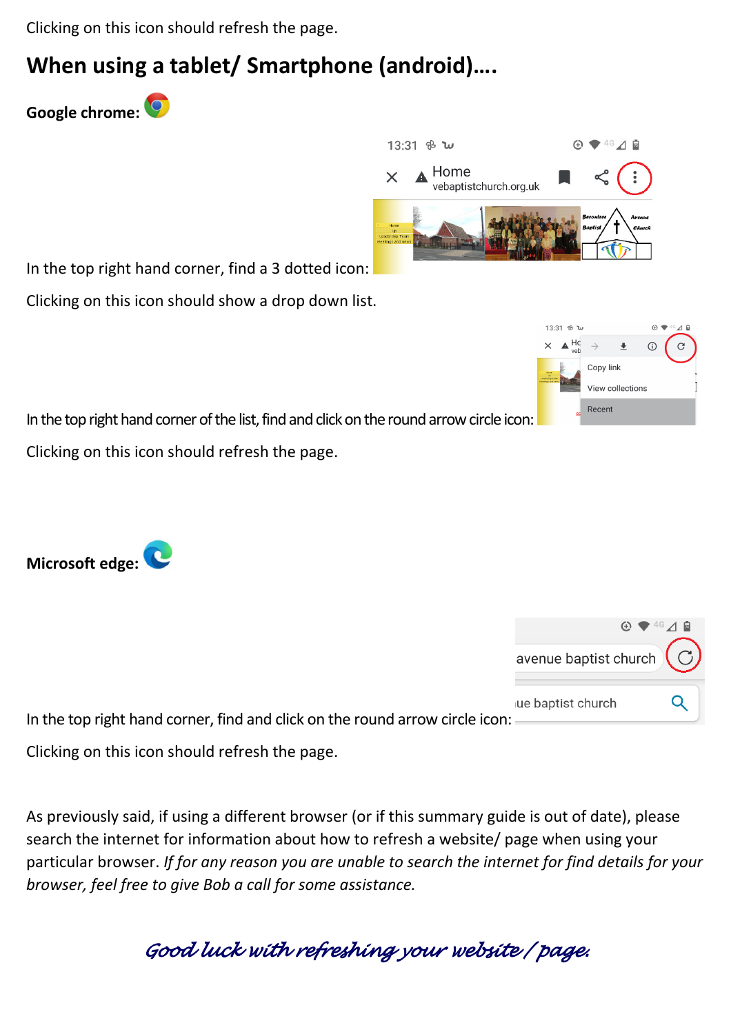Clicking on this icon should refresh the page.

## When using a tablet/ Smartphone (android)….

**Google chrome:**

In the top right hand corner, find a 3 dotted icon:

Clicking on this icon should show a drop down list.

In the top right hand corner of the list, find and click on the round arrow circle icon:

Clicking on this icon should refresh the page.

**Microsoft edge:**

In the top right hand corner, find and click on the round arrow circle icon:

Clicking on this icon should refresh the page.

As previously said, if using a different browser (or if this summary guide is out of date), please search the internet for information about how to refresh a website/ page when using your particular browser. *If for any reason you are unable to search the internet for find details for your browser, feel free to give Bob a call for some assistance.*

*Good luck with refreshing your website / page.*